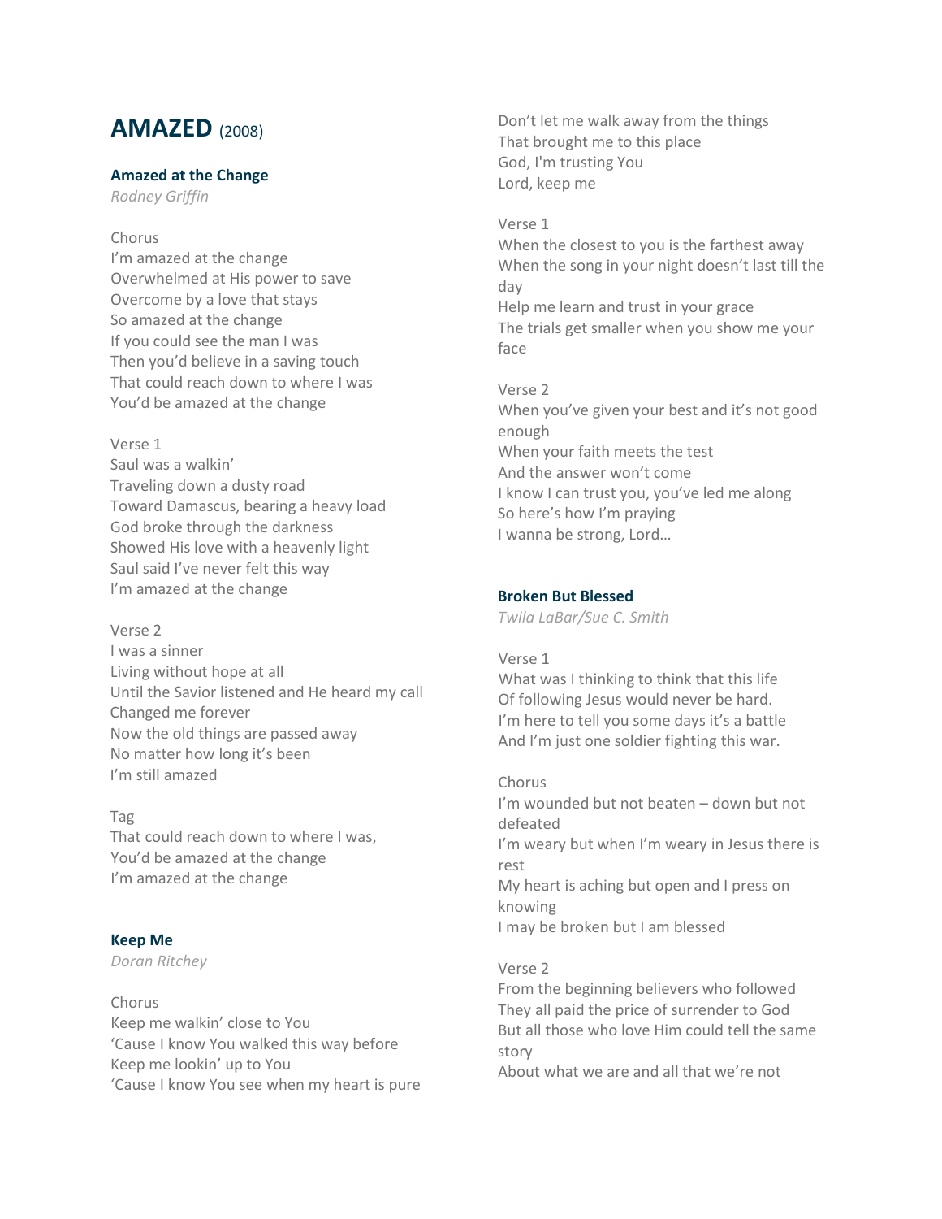# AMAZED (2008)

### Amazed at the Change

*Rodney Griffin*

Chorus
I'm amazed at the change
Overwhelmed at His power to save
Overcome by a love that stays
So amazed at the change
If you could see the man I was
Then you'd believe in a saving touch
That could reach down to where I was
You'd be amazed at the change

Verse 1
Saul was a walkin'
Traveling down a dusty road
Toward Damascus, bearing a heavy load
God broke through the darkness
Showed His love with a heavenly light
Saul said I've never felt this way
I'm amazed at the change

Verse 2
I was a sinner
Living without hope at all
Until the Savior listened and He heard my call
Changed me forever
Now the old things are passed away
No matter how long it's been
I'm still amazed

Tag
That could reach down to where I was,
You'd be amazed at the change
I'm amazed at the change

### Keep Me

*Doran Ritchey*

Chorus
Keep me walkin' close to You
'Cause I know You walked this way before
Keep me lookin' up to You
'Cause I know You see when my heart is pure
Don't let me walk away from the things
That brought me to this place
God, I'm trusting You
Lord, keep me

Verse 1
When the closest to you is the farthest away
When the song in your night doesn't last till the day
Help me learn and trust in your grace
The trials get smaller when you show me your face

Verse 2
When you've given your best and it's not good enough
When your faith meets the test
And the answer won't come
I know I can trust you, you've led me along
So here's how I'm praying
I wanna be strong, Lord…

### Broken But Blessed

*Twila LaBar/Sue C. Smith*

Verse 1
What was I thinking to think that this life
Of following Jesus would never be hard.
I'm here to tell you some days it's a battle
And I'm just one soldier fighting this war.

Chorus
I'm wounded but not beaten – down but not defeated
I'm weary but when I'm weary in Jesus there is rest
My heart is aching but open and I press on knowing
I may be broken but I am blessed

Verse 2
From the beginning believers who followed
They all paid the price of surrender to God
But all those who love Him could tell the same story
About what we are and all that we're not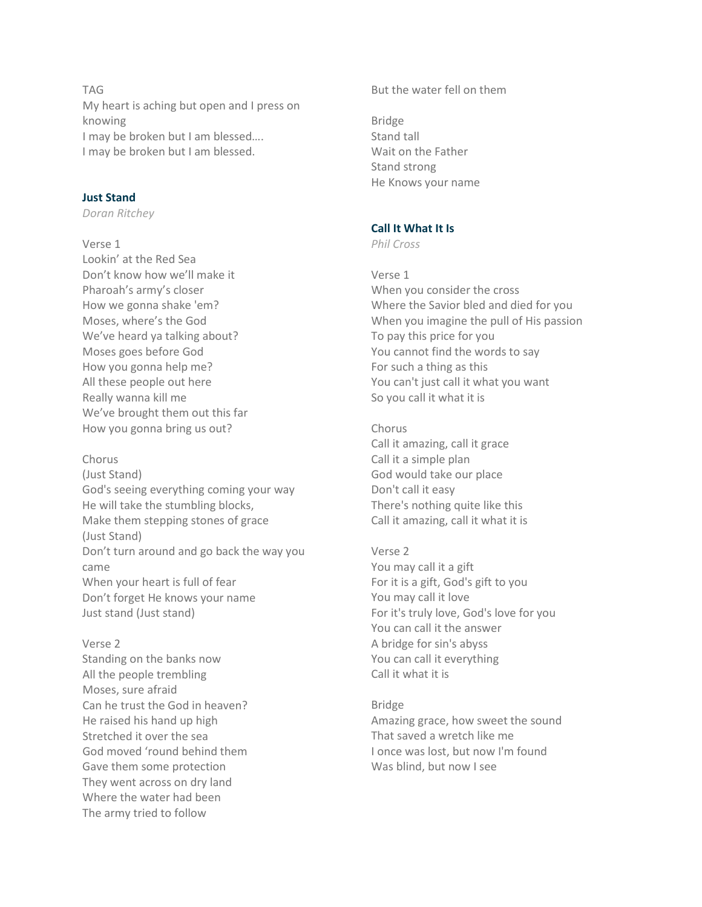TAG
My heart is aching but open and I press on knowing
I may be broken but I am blessed….
I may be broken but I am blessed.

### Just Stand

*Doran Ritchey*

Verse 1
Lookin' at the Red Sea
Don't know how we'll make it
Pharoah's army's closer
How we gonna shake 'em?
Moses, where's the God
We've heard ya talking about?
Moses goes before God
How you gonna help me?
All these people out here
Really wanna kill me
We've brought them out this far
How you gonna bring us out?

Chorus
(Just Stand)
God's seeing everything coming your way
He will take the stumbling blocks,
Make them stepping stones of grace
(Just Stand)
Don't turn around and go back the way you came
When your heart is full of fear
Don't forget He knows your name
Just stand (Just stand)

Verse 2
Standing on the banks now
All the people trembling
Moses, sure afraid
Can he trust the God in heaven?
He raised his hand up high
Stretched it over the sea
God moved 'round behind them
Gave them some protection
They went across on dry land
Where the water had been
The army tried to follow
But the water fell on them

Bridge
Stand tall
Wait on the Father
Stand strong
He Knows your name

### Call It What It Is

*Phil Cross*

Verse 1
When you consider the cross
Where the Savior bled and died for you
When you imagine the pull of His passion
To pay this price for you
You cannot find the words to say
For such a thing as this
You can't just call it what you want
So you call it what it is

Chorus
Call it amazing, call it grace
Call it a simple plan
God would take our place
Don't call it easy
There's nothing quite like this
Call it amazing, call it what it is

Verse 2
You may call it a gift
For it is a gift, God's gift to you
You may call it love
For it's truly love, God's love for you
You can call it the answer
A bridge for sin's abyss
You can call it everything
Call it what it is

Bridge
Amazing grace, how sweet the sound
That saved a wretch like me
I once was lost, but now I'm found
Was blind, but now I see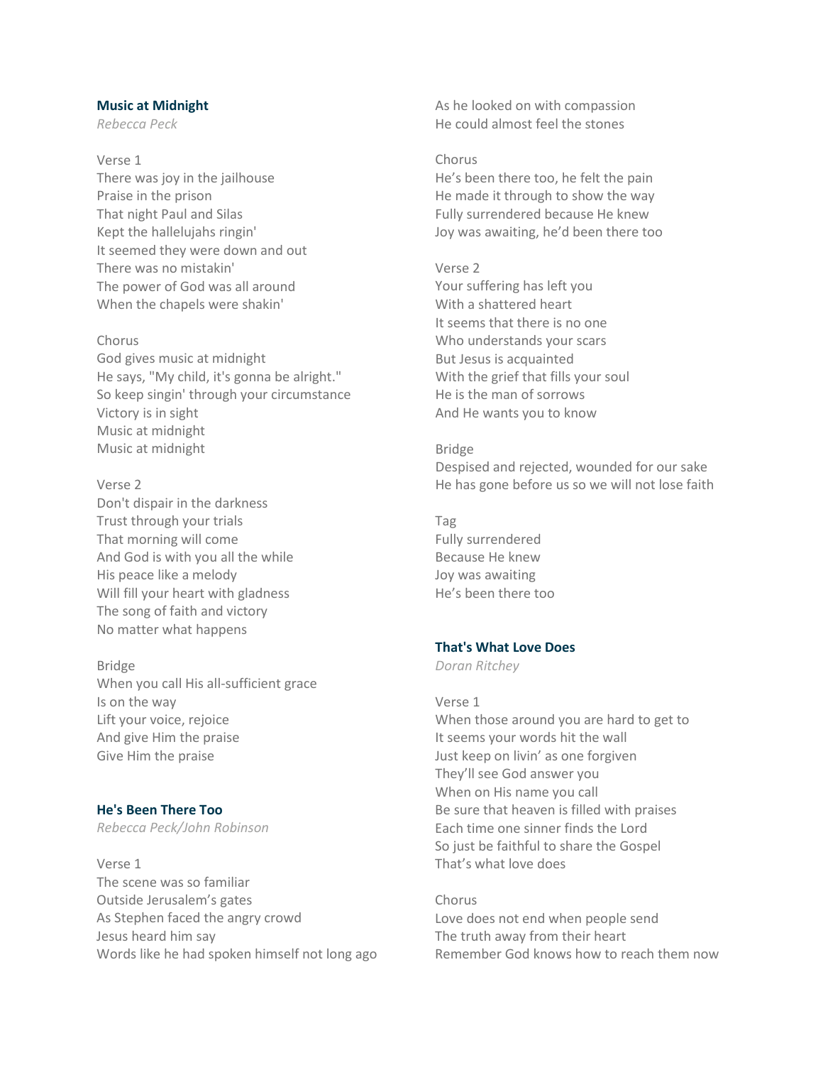### Music at Midnight

*Rebecca Peck*

Verse 1
There was joy in the jailhouse
Praise in the prison
That night Paul and Silas
Kept the hallelujahs ringin'
It seemed they were down and out
There was no mistakin'
The power of God was all around
When the chapels were shakin'

Chorus
God gives music at midnight
He says, "My child, it's gonna be alright."
So keep singin' through your circumstance
Victory is in sight
Music at midnight
Music at midnight

Verse 2
Don't dispair in the darkness
Trust through your trials
That morning will come
And God is with you all the while
His peace like a melody
Will fill your heart with gladness
The song of faith and victory
No matter what happens

Bridge
When you call His all-sufficient grace
Is on the way
Lift your voice, rejoice
And give Him the praise
Give Him the praise

### He's Been There Too

*Rebecca Peck/John Robinson*

Verse 1
The scene was so familiar
Outside Jerusalem's gates
As Stephen faced the angry crowd
Jesus heard him say
Words like he had spoken himself not long ago
As he looked on with compassion
He could almost feel the stones

Chorus
He's been there too, he felt the pain
He made it through to show the way
Fully surrendered because He knew
Joy was awaiting, he'd been there too

Verse 2
Your suffering has left you
With a shattered heart
It seems that there is no one
Who understands your scars
But Jesus is acquainted
With the grief that fills your soul
He is the man of sorrows
And He wants you to know

Bridge
Despised and rejected, wounded for our sake
He has gone before us so we will not lose faith

Tag
Fully surrendered
Because He knew
Joy was awaiting
He's been there too

### That's What Love Does

*Doran Ritchey*

Verse 1
When those around you are hard to get to
It seems your words hit the wall
Just keep on livin' as one forgiven
They'll see God answer you
When on His name you call
Be sure that heaven is filled with praises
Each time one sinner finds the Lord
So just be faithful to share the Gospel
That's what love does

Chorus
Love does not end when people send
The truth away from their heart
Remember God knows how to reach them now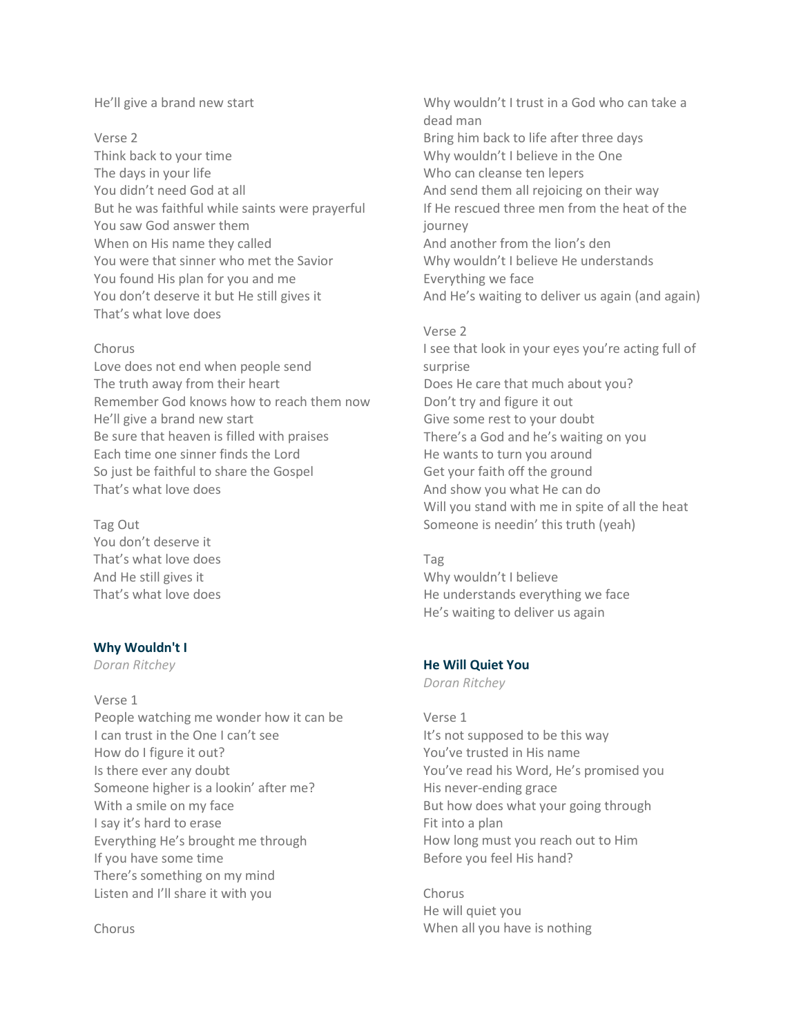He'll give a brand new start

Verse 2
Think back to your time
The days in your life
You didn't need God at all
But he was faithful while saints were prayerful
You saw God answer them
When on His name they called
You were that sinner who met the Savior
You found His plan for you and me
You don't deserve it but He still gives it
That's what love does

Chorus
Love does not end when people send
The truth away from their heart
Remember God knows how to reach them now
He'll give a brand new start
Be sure that heaven is filled with praises
Each time one sinner finds the Lord
So just be faithful to share the Gospel
That's what love does

Tag Out
You don't deserve it
That's what love does
And He still gives it
That's what love does

### Why Wouldn't I

*Doran Ritchey*

Verse 1
People watching me wonder how it can be
I can trust in the One I can't see
How do I figure it out?
Is there ever any doubt
Someone higher is a lookin' after me?
With a smile on my face
I say it's hard to erase
Everything He's brought me through
If you have some time
There's something on my mind
Listen and I'll share it with you

Chorus
Why wouldn't I trust in a God who can take a dead man
Bring him back to life after three days
Why wouldn't I believe in the One
Who can cleanse ten lepers
And send them all rejoicing on their way
If He rescued three men from the heat of the journey
And another from the lion's den
Why wouldn't I believe He understands
Everything we face
And He's waiting to deliver us again (and again)

Verse 2
I see that look in your eyes you're acting full of surprise
Does He care that much about you?
Don't try and figure it out
Give some rest to your doubt
There's a God and he's waiting on you
He wants to turn you around
Get your faith off the ground
And show you what He can do
Will you stand with me in spite of all the heat
Someone is needin' this truth (yeah)

Tag
Why wouldn't I believe
He understands everything we face
He's waiting to deliver us again

### He Will Quiet You

*Doran Ritchey*

Verse 1
It's not supposed to be this way
You've trusted in His name
You've read his Word, He's promised you
His never-ending grace
But how does what your going through
Fit into a plan
How long must you reach out to Him
Before you feel His hand?

Chorus
He will quiet you
When all you have is nothing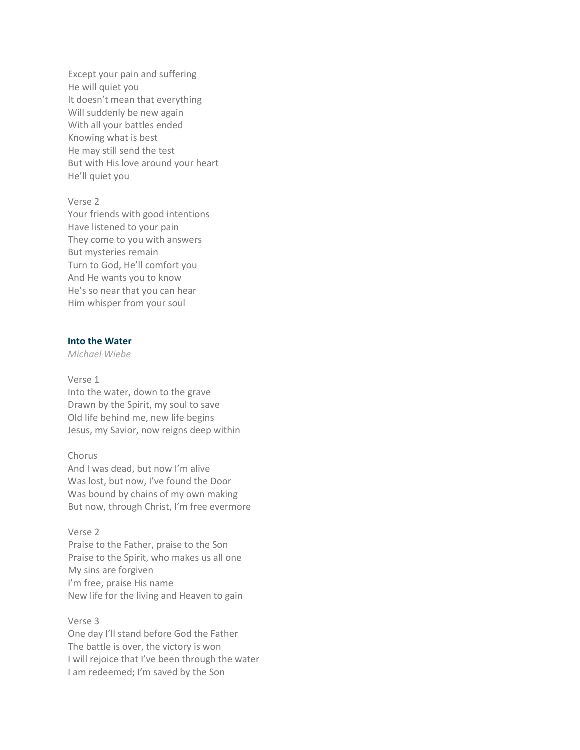Except your pain and suffering
He will quiet you
It doesn't mean that everything
Will suddenly be new again
With all your battles ended
Knowing what is best
He may still send the test
But with His love around your heart
He'll quiet you

Verse 2
Your friends with good intentions
Have listened to your pain
They come to you with answers
But mysteries remain
Turn to God, He'll comfort you
And He wants you to know
He's so near that you can hear
Him whisper from your soul

### Into the Water

*Michael Wiebe*

Verse 1
Into the water, down to the grave
Drawn by the Spirit, my soul to save
Old life behind me, new life begins
Jesus, my Savior, now reigns deep within

Chorus
And I was dead, but now I'm alive
Was lost, but now, I've found the Door
Was bound by chains of my own making
But now, through Christ, I'm free evermore

Verse 2
Praise to the Father, praise to the Son
Praise to the Spirit, who makes us all one
My sins are forgiven
I'm free, praise His name
New life for the living and Heaven to gain

Verse 3
One day I'll stand before God the Father
The battle is over, the victory is won
I will rejoice that I've been through the water
I am redeemed; I'm saved by the Son